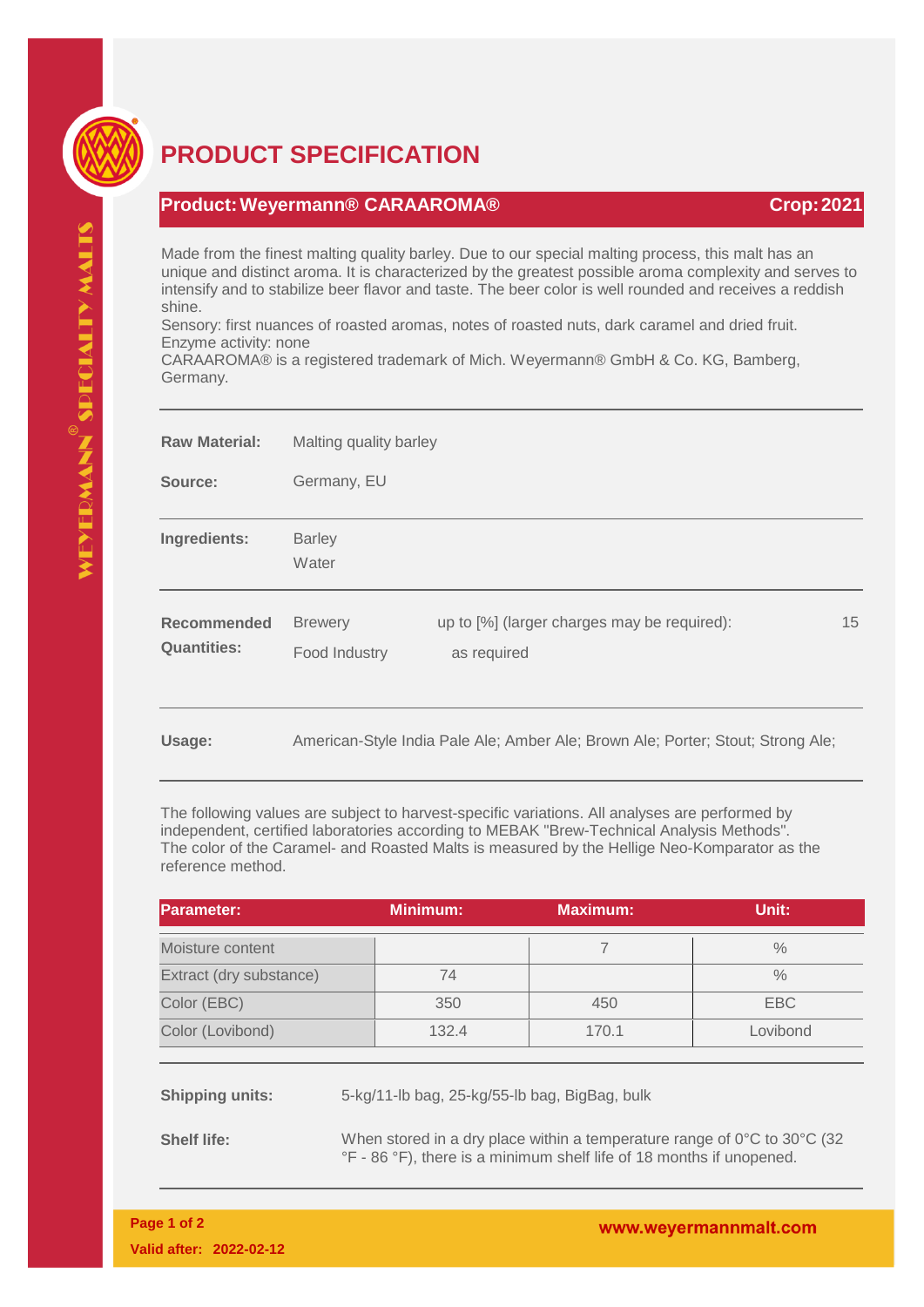# PRODUCT SPECIFICATION

## Product: Weyermann® CARAAROMA® — Crop: 2021

Made from the finest malting quality barley. Due to our special malting process, this malt has an unique and distinct aroma. It is characterized by the greatest possible aroma complexity and serves to intensify and to stabilize beer flavor and taste. The beer color is well rounded and receives a reddish shine.
Sensory: first nuances of roasted aromas, notes of roasted nuts, dark caramel and dried fruit.
Enzyme activity: none
CARAAROMA® is a registered trademark of Mich. Weyermann® GmbH & Co. KG, Bamberg, Germany.

**Raw Material:** Malting quality barley

**Source:** Germany, EU

**Ingredients:** Barley
Water

**Recommended Quantities:**

| | | |
|---|---|---|
| Brewery | up to [%] (larger charges may be required): | 15 |
| Food Industry | as required | |

**Usage:** American-Style India Pale Ale; Amber Ale; Brown Ale; Porter; Stout; Strong Ale;

The following values are subject to harvest-specific variations. All analyses are performed by independent, certified laboratories according to MEBAK "Brew-Technical Analysis Methods".
The color of the Caramel- and Roasted Malts is measured by the Hellige Neo-Komparator as the reference method.

| Parameter: | Minimum: | Maximum: | Unit: |
|---|---|---|---|
| Moisture content | | 7 | % |
| Extract (dry substance) | 74 | | % |
| Color (EBC) | 350 | 450 | EBC |
| Color (Lovibond) | 132.4 | 170.1 | Lovibond |

**Shipping units:** 5-kg/11-lb bag, 25-kg/55-lb bag, BigBag, bulk

**Shelf life:** When stored in a dry place within a temperature range of 0°C to 30°C (32 °F - 86 °F), there is a minimum shelf life of 18 months if unopened.

**Valid after: 2022-02-12**

www.weyermannmalt.com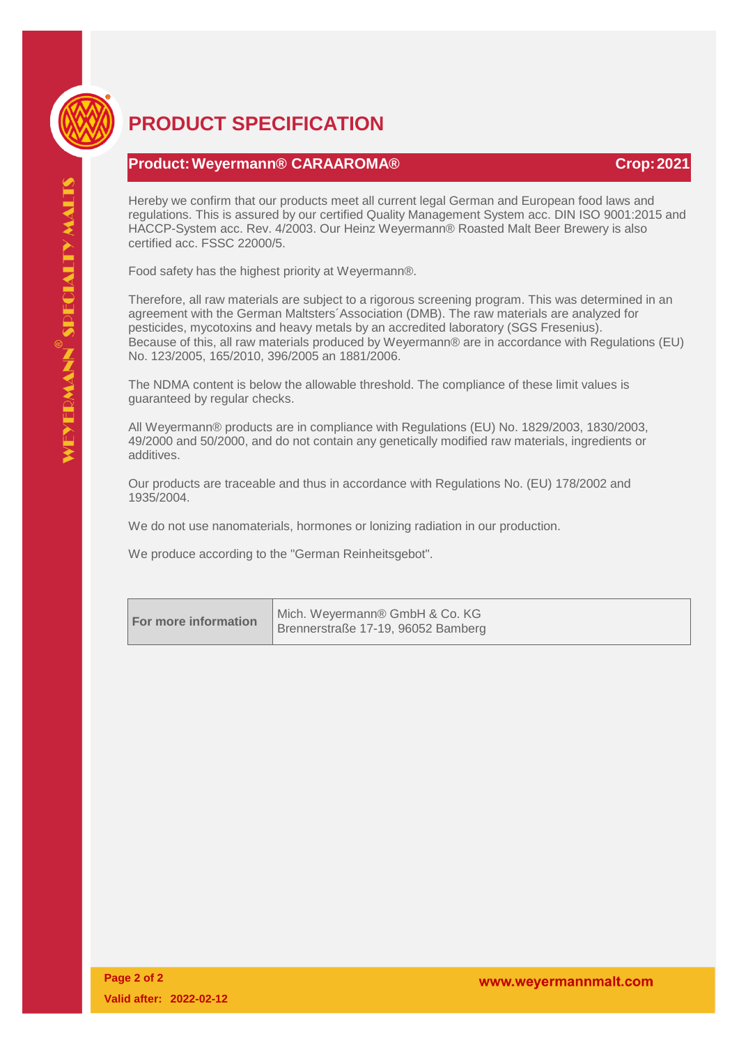# PRODUCT SPECIFICATION

**Product: Weyermann® CARAAROMA®** **Crop: 2021**

Hereby we confirm that our products meet all current legal German and European food laws and regulations. This is assured by our certified Quality Management System acc. DIN ISO 9001:2015 and HACCP-System acc. Rev. 4/2003. Our Heinz Weyermann® Roasted Malt Beer Brewery is also certified acc. FSSC 22000/5.

Food safety has the highest priority at Weyermann®.

Therefore, all raw materials are subject to a rigorous screening program. This was determined in an agreement with the German Maltsters´Association (DMB). The raw materials are analyzed for pesticides, mycotoxins and heavy metals by an accredited laboratory (SGS Fresenius).
Because of this, all raw materials produced by Weyermann® are in accordance with Regulations (EU) No. 123/2005, 165/2010, 396/2005 an 1881/2006.

The NDMA content is below the allowable threshold. The compliance of these limit values is guaranteed by regular checks.

All Weyermann® products are in compliance with Regulations (EU) No. 1829/2003, 1830/2003, 49/2000 and 50/2000, and do not contain any genetically modified raw materials, ingredients or additives.

Our products are traceable and thus in accordance with Regulations No. (EU) 178/2002 and 1935/2004.

We do not use nanomaterials, hormones or lonizing radiation in our production.

We produce according to the "German Reinheitsgebot".

| | |
|---|---|
| **For more information** | Mich. Weyermann® GmbH & Co. KG<br>Brennerstraße 17-19, 96052 Bamberg |

**Valid after: 2022-02-12**

**www.weyermannmalt.com**